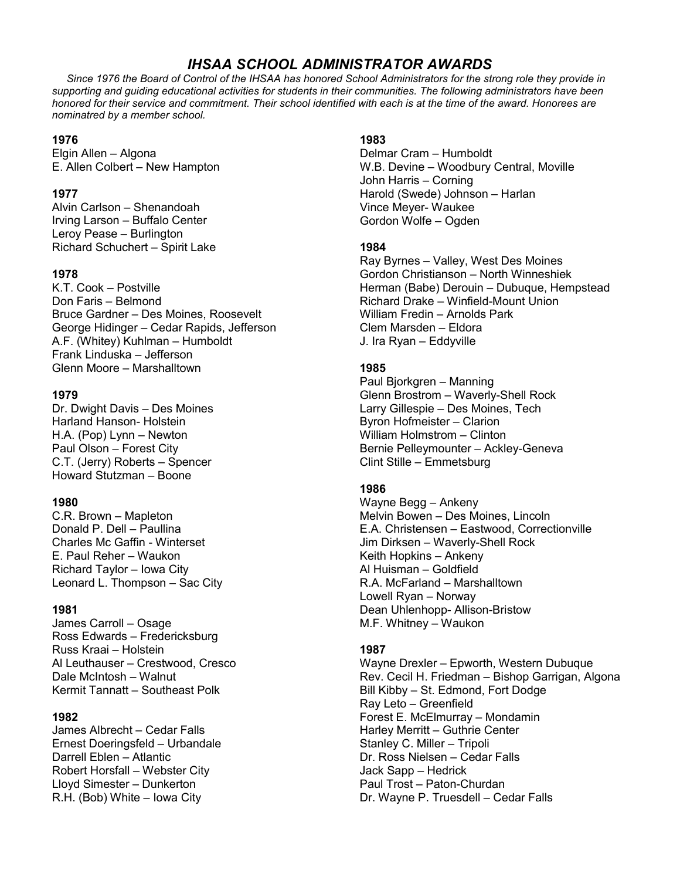# *IHSAA SCHOOL ADMINISTRATOR AWARDS*

*Since 1976 the Board of Control of the IHSAA has honored School Administrators for the strong role they provide in supporting and guiding educational activities for students in their communities. The following administrators have been honored for their service and commitment. Their school identified with each is at the time of the award. Honorees are nominatred by a member school.*

**1976**
Elgin Allen – Algona
E. Allen Colbert – New Hampton

**1977**
Alvin Carlson – Shenandoah
Irving Larson – Buffalo Center
Leroy Pease – Burlington
Richard Schuchert – Spirit Lake

**1978**
K.T. Cook – Postville
Don Faris – Belmond
Bruce Gardner – Des Moines, Roosevelt
George Hidinger – Cedar Rapids, Jefferson
A.F. (Whitey) Kuhlman – Humboldt
Frank Linduska – Jefferson
Glenn Moore – Marshalltown

**1979**
Dr. Dwight Davis – Des Moines
Harland Hanson- Holstein
H.A. (Pop) Lynn – Newton
Paul Olson – Forest City
C.T. (Jerry) Roberts – Spencer
Howard Stutzman – Boone

**1980**
C.R. Brown – Mapleton
Donald P. Dell – Paullina
Charles Mc Gaffin - Winterset
E. Paul Reher – Waukon
Richard Taylor – Iowa City
Leonard L. Thompson – Sac City

**1981**
James Carroll – Osage
Ross Edwards – Fredericksburg
Russ Kraai – Holstein
Al Leuthauser – Crestwood, Cresco
Dale McIntosh – Walnut
Kermit Tannatt – Southeast Polk

**1982**
James Albrecht – Cedar Falls
Ernest Doeringsfeld – Urbandale
Darrell Eblen – Atlantic
Robert Horsfall – Webster City
Lloyd Simester – Dunkerton
R.H. (Bob) White – Iowa City

**1983**
Delmar Cram – Humboldt
W.B. Devine – Woodbury Central, Moville
John Harris – Corning
Harold (Swede) Johnson – Harlan
Vince Meyer- Waukee
Gordon Wolfe – Ogden

**1984**
Ray Byrnes – Valley, West Des Moines
Gordon Christianson – North Winneshiek
Herman (Babe) Derouin – Dubuque, Hempstead
Richard Drake – Winfield-Mount Union
William Fredin – Arnolds Park
Clem Marsden – Eldora
J. Ira Ryan – Eddyville

**1985**
Paul Bjorkgren – Manning
Glenn Brostrom – Waverly-Shell Rock
Larry Gillespie – Des Moines, Tech
Byron Hofmeister – Clarion
William Holmstrom – Clinton
Bernie Pelleymounter – Ackley-Geneva
Clint Stille – Emmetsburg

**1986**
Wayne Begg – Ankeny
Melvin Bowen – Des Moines, Lincoln
E.A. Christensen – Eastwood, Correctionville
Jim Dirksen – Waverly-Shell Rock
Keith Hopkins – Ankeny
Al Huisman – Goldfield
R.A. McFarland – Marshalltown
Lowell Ryan – Norway
Dean Uhlenhopp- Allison-Bristow
M.F. Whitney – Waukon

**1987**
Wayne Drexler – Epworth, Western Dubuque
Rev. Cecil H. Friedman – Bishop Garrigan, Algona
Bill Kibby – St. Edmond, Fort Dodge
Ray Leto – Greenfield
Forest E. McElmurray – Mondamin
Harley Merritt – Guthrie Center
Stanley C. Miller – Tripoli
Dr. Ross Nielsen – Cedar Falls
Jack Sapp – Hedrick
Paul Trost – Paton-Churdan
Dr. Wayne P. Truesdell – Cedar Falls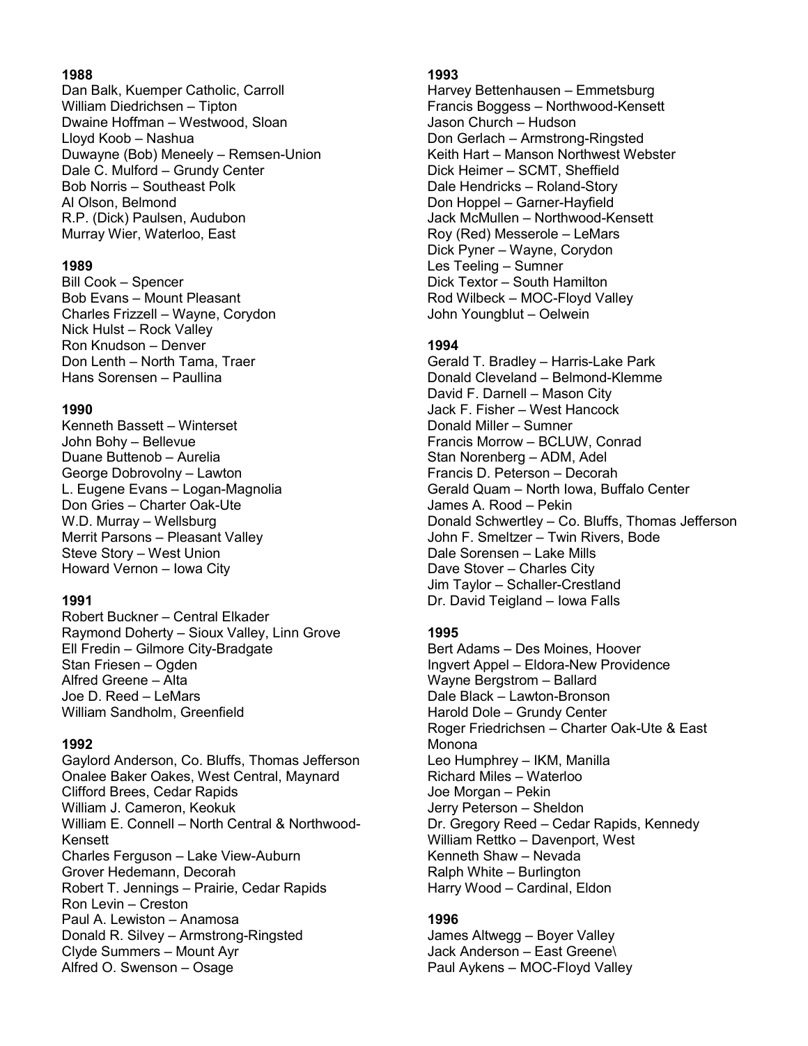**1988**

Dan Balk, Kuemper Catholic, Carroll
William Diedrichsen – Tipton
Dwaine Hoffman – Westwood, Sloan
Lloyd Koob – Nashua
Duwayne (Bob) Meneely – Remsen-Union
Dale C. Mulford – Grundy Center
Bob Norris – Southeast Polk
Al Olson, Belmond
R.P. (Dick) Paulsen, Audubon
Murray Wier, Waterloo, East

**1989**

Bill Cook – Spencer
Bob Evans – Mount Pleasant
Charles Frizzell – Wayne, Corydon
Nick Hulst – Rock Valley
Ron Knudson – Denver
Don Lenth – North Tama, Traer
Hans Sorensen – Paullina

**1990**

Kenneth Bassett – Winterset
John Bohy – Bellevue
Duane Buttenob – Aurelia
George Dobrovolny – Lawton
L. Eugene Evans – Logan-Magnolia
Don Gries – Charter Oak-Ute
W.D. Murray – Wellsburg
Merrit Parsons – Pleasant Valley
Steve Story – West Union
Howard Vernon – Iowa City

**1991**

Robert Buckner – Central Elkader
Raymond Doherty – Sioux Valley, Linn Grove
Ell Fredin – Gilmore City-Bradgate
Stan Friesen – Ogden
Alfred Greene – Alta
Joe D. Reed – LeMars
William Sandholm, Greenfield

**1992**

Gaylord Anderson, Co. Bluffs, Thomas Jefferson
Onalee Baker Oakes, West Central, Maynard
Clifford Brees, Cedar Rapids
William J. Cameron, Keokuk
William E. Connell – North Central & Northwood-Kensett
Charles Ferguson – Lake View-Auburn
Grover Hedemann, Decorah
Robert T. Jennings – Prairie, Cedar Rapids
Ron Levin – Creston
Paul A. Lewiston – Anamosa
Donald R. Silvey – Armstrong-Ringsted
Clyde Summers – Mount Ayr
Alfred O. Swenson – Osage

**1993**

Harvey Bettenhausen – Emmetsburg
Francis Boggess – Northwood-Kensett
Jason Church – Hudson
Don Gerlach – Armstrong-Ringsted
Keith Hart – Manson Northwest Webster
Dick Heimer – SCMT, Sheffield
Dale Hendricks – Roland-Story
Don Hoppel – Garner-Hayfield
Jack McMullen – Northwood-Kensett
Roy (Red) Messerole – LeMars
Dick Pyner – Wayne, Corydon
Les Teeling – Sumner
Dick Textor – South Hamilton
Rod Wilbeck – MOC-Floyd Valley
John Youngblut – Oelwein

**1994**

Gerald T. Bradley – Harris-Lake Park
Donald Cleveland – Belmond-Klemme
David F. Darnell – Mason City
Jack F. Fisher – West Hancock
Donald Miller – Sumner
Francis Morrow – BCLUW, Conrad
Stan Norenberg – ADM, Adel
Francis D. Peterson – Decorah
Gerald Quam – North Iowa, Buffalo Center
James A. Rood – Pekin
Donald Schwertley – Co. Bluffs, Thomas Jefferson
John F. Smeltzer – Twin Rivers, Bode
Dale Sorensen – Lake Mills
Dave Stover – Charles City
Jim Taylor – Schaller-Crestland
Dr. David Teigland – Iowa Falls

**1995**

Bert Adams – Des Moines, Hoover
Ingvert Appel – Eldora-New Providence
Wayne Bergstrom – Ballard
Dale Black – Lawton-Bronson
Harold Dole – Grundy Center
Roger Friedrichsen – Charter Oak-Ute & East Monona
Leo Humphrey – IKM, Manilla
Richard Miles – Waterloo
Joe Morgan – Pekin
Jerry Peterson – Sheldon
Dr. Gregory Reed – Cedar Rapids, Kennedy
William Rettko – Davenport, West
Kenneth Shaw – Nevada
Ralph White – Burlington
Harry Wood – Cardinal, Eldon

**1996**

James Altwegg – Boyer Valley
Jack Anderson – East Greene\
Paul Aykens – MOC-Floyd Valley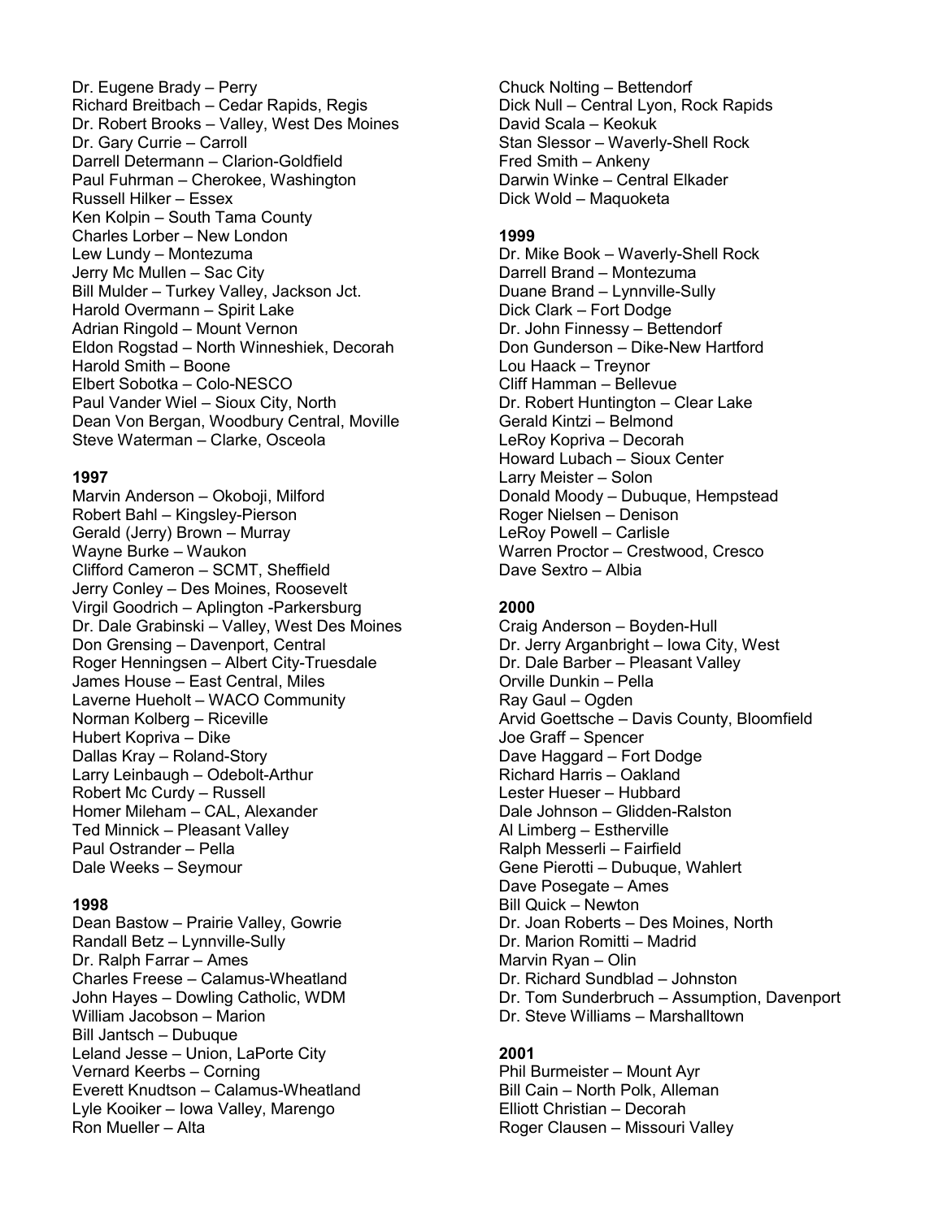Dr. Eugene Brady – Perry
Richard Breitbach – Cedar Rapids, Regis
Dr. Robert Brooks – Valley, West Des Moines
Dr. Gary Currie – Carroll
Darrell Determann – Clarion-Goldfield
Paul Fuhrman – Cherokee, Washington
Russell Hilker – Essex
Ken Kolpin – South Tama County
Charles Lorber – New London
Lew Lundy – Montezuma
Jerry Mc Mullen – Sac City
Bill Mulder – Turkey Valley, Jackson Jct.
Harold Overmann – Spirit Lake
Adrian Ringold – Mount Vernon
Eldon Rogstad – North Winneshiek, Decorah
Harold Smith – Boone
Elbert Sobotka – Colo-NESCO
Paul Vander Wiel – Sioux City, North
Dean Von Bergan, Woodbury Central, Moville
Steve Waterman – Clarke, Osceola

**1997**

Marvin Anderson – Okoboji, Milford
Robert Bahl – Kingsley-Pierson
Gerald (Jerry) Brown – Murray
Wayne Burke – Waukon
Clifford Cameron – SCMT, Sheffield
Jerry Conley – Des Moines, Roosevelt
Virgil Goodrich – Aplington -Parkersburg
Dr. Dale Grabinski – Valley, West Des Moines
Don Grensing – Davenport, Central
Roger Henningsen – Albert City-Truesdale
James House – East Central, Miles
Laverne Hueholt – WACO Community
Norman Kolberg – Riceville
Hubert Kopriva – Dike
Dallas Kray – Roland-Story
Larry Leinbaugh – Odebolt-Arthur
Robert Mc Curdy – Russell
Homer Mileham – CAL, Alexander
Ted Minnick – Pleasant Valley
Paul Ostrander – Pella
Dale Weeks – Seymour

**1998**

Dean Bastow – Prairie Valley, Gowrie
Randall Betz – Lynnville-Sully
Dr. Ralph Farrar – Ames
Charles Freese – Calamus-Wheatland
John Hayes – Dowling Catholic, WDM
William Jacobson – Marion
Bill Jantsch – Dubuque
Leland Jesse – Union, LaPorte City
Vernard Keerbs – Corning
Everett Knudtson – Calamus-Wheatland
Lyle Kooiker – Iowa Valley, Marengo
Ron Mueller – Alta
Chuck Nolting – Bettendorf
Dick Null – Central Lyon, Rock Rapids
David Scala – Keokuk
Stan Slessor – Waverly-Shell Rock
Fred Smith – Ankeny
Darwin Winke – Central Elkader
Dick Wold – Maquoketa

**1999**

Dr. Mike Book – Waverly-Shell Rock
Darrell Brand – Montezuma
Duane Brand – Lynnville-Sully
Dick Clark – Fort Dodge
Dr. John Finnessy – Bettendorf
Don Gunderson – Dike-New Hartford
Lou Haack – Treynor
Cliff Hamman – Bellevue
Dr. Robert Huntington – Clear Lake
Gerald Kintzi – Belmond
LeRoy Kopriva – Decorah
Howard Lubach – Sioux Center
Larry Meister – Solon
Donald Moody – Dubuque, Hempstead
Roger Nielsen – Denison
LeRoy Powell – Carlisle
Warren Proctor – Crestwood, Cresco
Dave Sextro – Albia

**2000**

Craig Anderson – Boyden-Hull
Dr. Jerry Arganbright – Iowa City, West
Dr. Dale Barber – Pleasant Valley
Orville Dunkin – Pella
Ray Gaul – Ogden
Arvid Goettsche – Davis County, Bloomfield
Joe Graff – Spencer
Dave Haggard – Fort Dodge
Richard Harris – Oakland
Lester Hueser – Hubbard
Dale Johnson – Glidden-Ralston
Al Limberg – Estherville
Ralph Messerli – Fairfield
Gene Pierotti – Dubuque, Wahlert
Dave Posegate – Ames
Bill Quick – Newton
Dr. Joan Roberts – Des Moines, North
Dr. Marion Romitti – Madrid
Marvin Ryan – Olin
Dr. Richard Sundblad – Johnston
Dr. Tom Sunderbruch – Assumption, Davenport
Dr. Steve Williams – Marshalltown

**2001**

Phil Burmeister – Mount Ayr
Bill Cain – North Polk, Alleman
Elliott Christian – Decorah
Roger Clausen – Missouri Valley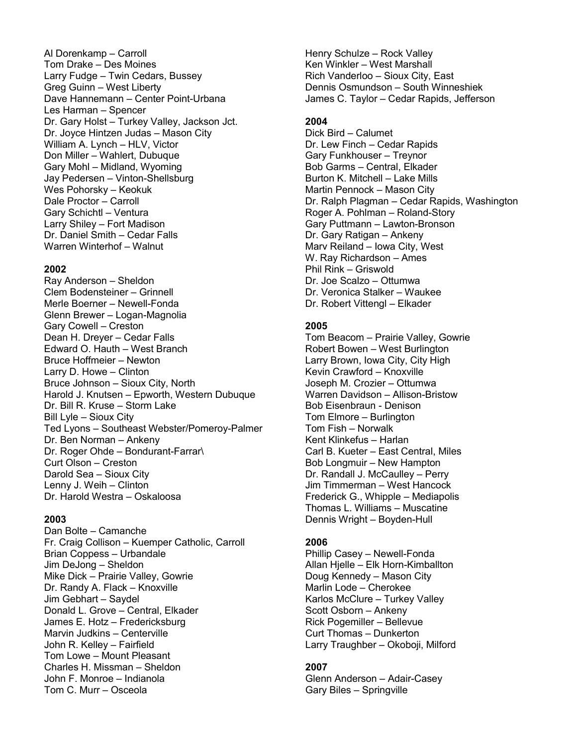Al Dorenkamp – Carroll
Tom Drake – Des Moines
Larry Fudge – Twin Cedars, Bussey
Greg Guinn – West Liberty
Dave Hannemann – Center Point-Urbana
Les Harman – Spencer
Dr. Gary Holst – Turkey Valley, Jackson Jct.
Dr. Joyce Hintzen Judas – Mason City
William A. Lynch – HLV, Victor
Don Miller – Wahlert, Dubuque
Gary Mohl – Midland, Wyoming
Jay Pedersen – Vinton-Shellsburg
Wes Pohorsky – Keokuk
Dale Proctor – Carroll
Gary Schichtl – Ventura
Larry Shiley – Fort Madison
Dr. Daniel Smith – Cedar Falls
Warren Winterhof – Walnut

**2002**

Ray Anderson – Sheldon
Clem Bodensteiner – Grinnell
Merle Boerner – Newell-Fonda
Glenn Brewer – Logan-Magnolia
Gary Cowell – Creston
Dean H. Dreyer – Cedar Falls
Edward O. Hauth – West Branch
Bruce Hoffmeier – Newton
Larry D. Howe – Clinton
Bruce Johnson – Sioux City, North
Harold J. Knutsen – Epworth, Western Dubuque
Dr. Bill R. Kruse – Storm Lake
Bill Lyle – Sioux City
Ted Lyons – Southeast Webster/Pomeroy-Palmer
Dr. Ben Norman – Ankeny
Dr. Roger Ohde – Bondurant-Farrar\
Curt Olson – Creston
Darold Sea – Sioux City
Lenny J. Weih – Clinton
Dr. Harold Westra – Oskaloosa

**2003**

Dan Bolte – Camanche
Fr. Craig Collison – Kuemper Catholic, Carroll
Brian Coppess – Urbandale
Jim DeJong – Sheldon
Mike Dick – Prairie Valley, Gowrie
Dr. Randy A. Flack – Knoxville
Jim Gebhart – Saydel
Donald L. Grove – Central, Elkader
James E. Hotz – Fredericksburg
Marvin Judkins – Centerville
John R. Kelley – Fairfield
Tom Lowe – Mount Pleasant
Charles H. Missman – Sheldon
John F. Monroe – Indianola
Tom C. Murr – Osceola
Henry Schulze – Rock Valley
Ken Winkler – West Marshall
Rich Vanderloo – Sioux City, East
Dennis Osmundson – South Winneshiek
James C. Taylor – Cedar Rapids, Jefferson

**2004**

Dick Bird – Calumet
Dr. Lew Finch – Cedar Rapids
Gary Funkhouser – Treynor
Bob Garms – Central, Elkader
Burton K. Mitchell – Lake Mills
Martin Pennock – Mason City
Dr. Ralph Plagman – Cedar Rapids, Washington
Roger A. Pohlman – Roland-Story
Gary Puttmann – Lawton-Bronson
Dr. Gary Ratigan – Ankeny
Marv Reiland – Iowa City, West
W. Ray Richardson – Ames
Phil Rink – Griswold
Dr. Joe Scalzo – Ottumwa
Dr. Veronica Stalker – Waukee
Dr. Robert Vittengl – Elkader

**2005**

Tom Beacom – Prairie Valley, Gowrie
Robert Bowen – West Burlington
Larry Brown, Iowa City, City High
Kevin Crawford – Knoxville
Joseph M. Crozier – Ottumwa
Warren Davidson – Allison-Bristow
Bob Eisenbraun - Denison
Tom Elmore – Burlington
Tom Fish – Norwalk
Kent Klinkefus – Harlan
Carl B. Kueter – East Central, Miles
Bob Longmuir – New Hampton
Dr. Randall J. McCaulley – Perry
Jim Timmerman – West Hancock
Frederick G., Whipple – Mediapolis
Thomas L. Williams – Muscatine
Dennis Wright – Boyden-Hull

**2006**

Phillip Casey – Newell-Fonda
Allan Hjelle – Elk Horn-Kimballton
Doug Kennedy – Mason City
Marlin Lode – Cherokee
Karlos McClure – Turkey Valley
Scott Osborn – Ankeny
Rick Pogemiller – Bellevue
Curt Thomas – Dunkerton
Larry Traughber – Okoboji, Milford

**2007**

Glenn Anderson – Adair-Casey
Gary Biles – Springville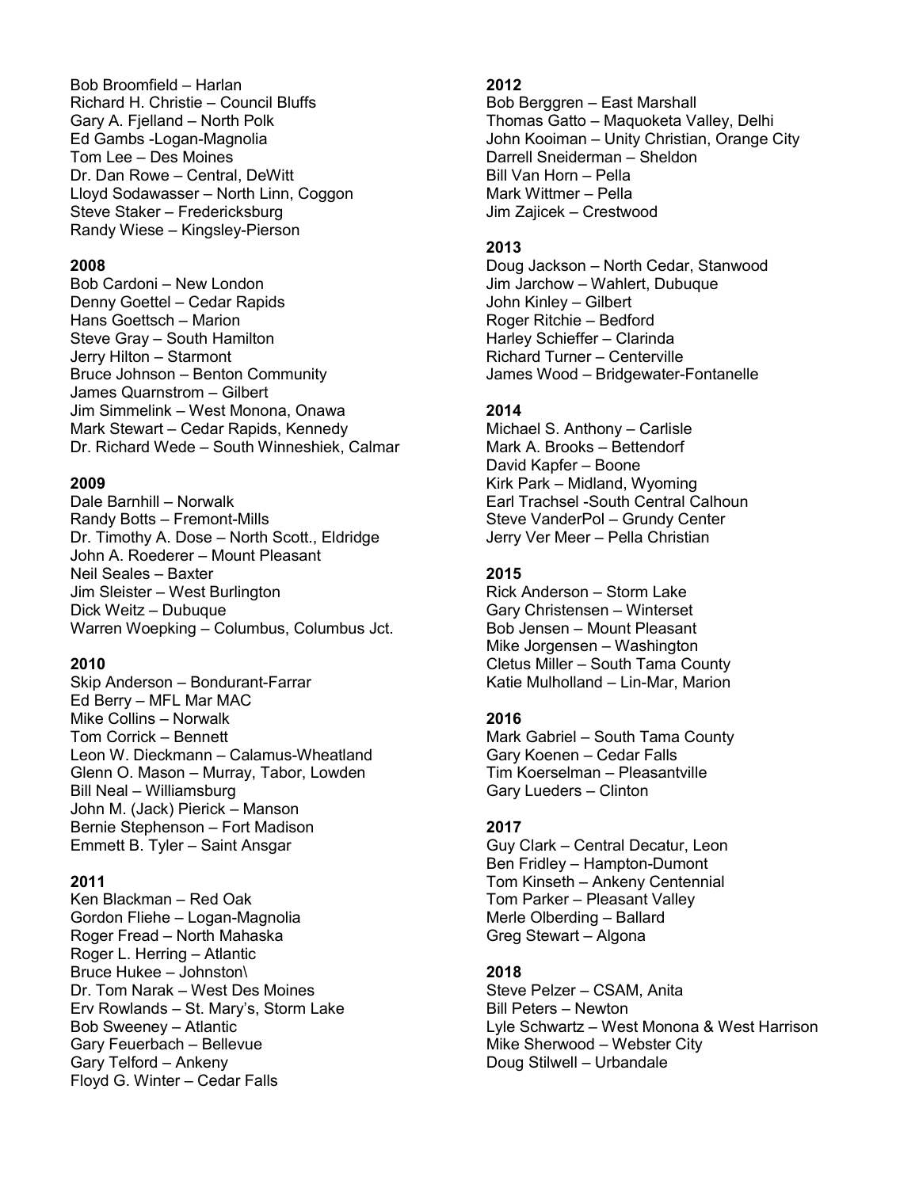Bob Broomfield – Harlan
Richard H. Christie – Council Bluffs
Gary A. Fjelland – North Polk
Ed Gambs -Logan-Magnolia
Tom Lee – Des Moines
Dr. Dan Rowe – Central, DeWitt
Lloyd Sodawasser – North Linn, Coggon
Steve Staker – Fredericksburg
Randy Wiese – Kingsley-Pierson

**2008**

Bob Cardoni – New London
Denny Goettel – Cedar Rapids
Hans Goettsch – Marion
Steve Gray – South Hamilton
Jerry Hilton – Starmont
Bruce Johnson – Benton Community
James Quarnstrom – Gilbert
Jim Simmelink – West Monona, Onawa
Mark Stewart – Cedar Rapids, Kennedy
Dr. Richard Wede – South Winneshiek, Calmar

**2009**

Dale Barnhill – Norwalk
Randy Botts – Fremont-Mills
Dr. Timothy A. Dose – North Scott., Eldridge
John A. Roederer – Mount Pleasant
Neil Seales – Baxter
Jim Sleister – West Burlington
Dick Weitz – Dubuque
Warren Woepking – Columbus, Columbus Jct.

**2010**

Skip Anderson – Bondurant-Farrar
Ed Berry – MFL Mar MAC
Mike Collins – Norwalk
Tom Corrick – Bennett
Leon W. Dieckmann – Calamus-Wheatland
Glenn O. Mason – Murray, Tabor, Lowden
Bill Neal – Williamsburg
John M. (Jack) Pierick – Manson
Bernie Stephenson – Fort Madison
Emmett B. Tyler – Saint Ansgar

**2011**

Ken Blackman – Red Oak
Gordon Fliehe – Logan-Magnolia
Roger Fread – North Mahaska
Roger L. Herring – Atlantic
Bruce Hukee – Johnston\
Dr. Tom Narak – West Des Moines
Erv Rowlands – St. Mary's, Storm Lake
Bob Sweeney – Atlantic
Gary Feuerbach – Bellevue
Gary Telford – Ankeny
Floyd G. Winter – Cedar Falls

**2012**

Bob Berggren – East Marshall
Thomas Gatto – Maquoketa Valley, Delhi
John Kooiman – Unity Christian, Orange City
Darrell Sneiderman – Sheldon
Bill Van Horn – Pella
Mark Wittmer – Pella
Jim Zajicek – Crestwood

**2013**

Doug Jackson – North Cedar, Stanwood
Jim Jarchow – Wahlert, Dubuque
John Kinley – Gilbert
Roger Ritchie – Bedford
Harley Schieffer – Clarinda
Richard Turner – Centerville
James Wood – Bridgewater-Fontanelle

**2014**

Michael S. Anthony – Carlisle
Mark A. Brooks – Bettendorf
David Kapfer – Boone
Kirk Park – Midland, Wyoming
Earl Trachsel -South Central Calhoun
Steve VanderPol – Grundy Center
Jerry Ver Meer – Pella Christian

**2015**

Rick Anderson – Storm Lake
Gary Christensen – Winterset
Bob Jensen – Mount Pleasant
Mike Jorgensen – Washington
Cletus Miller – South Tama County
Katie Mulholland – Lin-Mar, Marion

**2016**

Mark Gabriel – South Tama County
Gary Koenen – Cedar Falls
Tim Koerselman – Pleasantville
Gary Lueders – Clinton

**2017**

Guy Clark – Central Decatur, Leon
Ben Fridley – Hampton-Dumont
Tom Kinseth – Ankeny Centennial
Tom Parker – Pleasant Valley
Merle Olberding – Ballard
Greg Stewart – Algona

**2018**

Steve Pelzer – CSAM, Anita
Bill Peters – Newton
Lyle Schwartz – West Monona & West Harrison
Mike Sherwood – Webster City
Doug Stilwell – Urbandale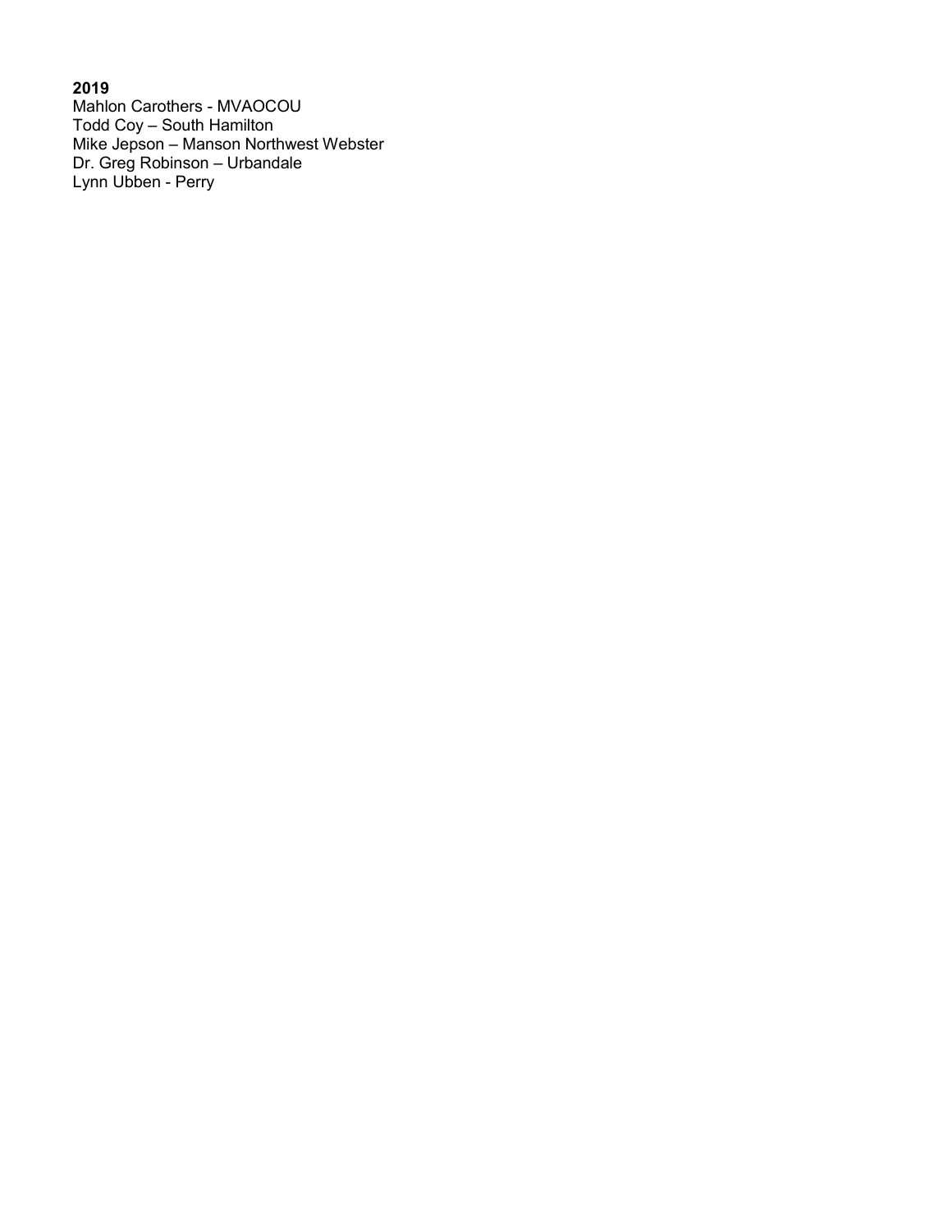**2019**

Mahlon Carothers - MVAOCOU
Todd Coy – South Hamilton
Mike Jepson – Manson Northwest Webster
Dr. Greg Robinson – Urbandale
Lynn Ubben - Perry